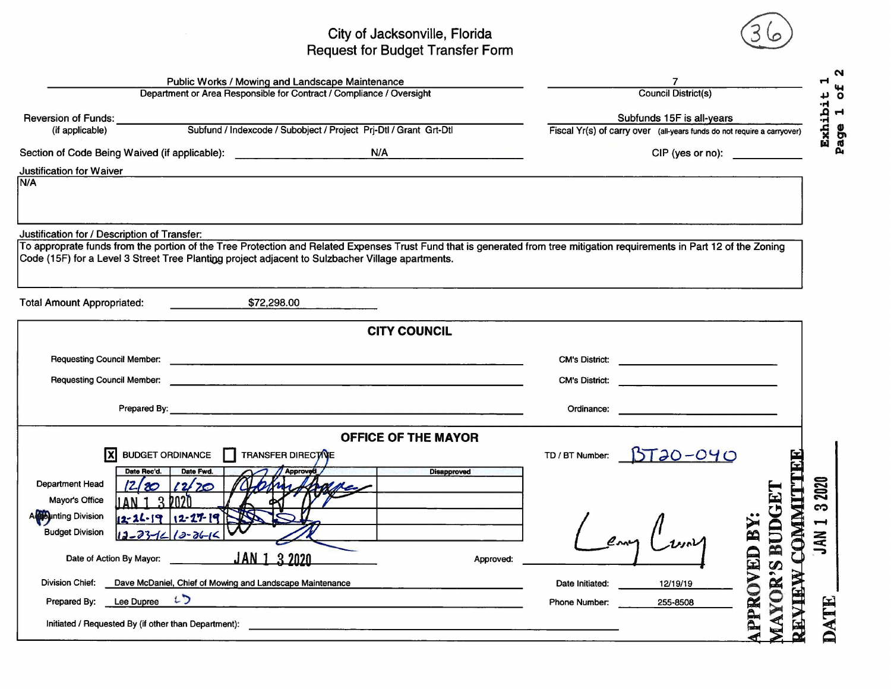# City of Jacksonville, Florida
## Request for Budget Transfer Form

(36)

Exhibit 1
Page 1 of 2

| Public Works / Mowing and Landscape Maintenance | 7 |
|---|---|
| Department or Area Responsible for Contract / Compliance / Oversight | Council District(s) |

Reversion of Funds: (if applicable) ______ Subfund / Indexcode / Subobject / Project Prj-Dtl / Grant Grt-Dtl

Subfunds 15F is all-years
Fiscal Yr(s) of carry over (all-years funds do not require a carryover)

Section of Code Being Waived (if applicable): N/A

CIP (yes or no): ______

**Justification for Waiver**

N/A

**Justification for / Description of Transfer:**

To appropriate funds from the portion of the Tree Protection and Related Expenses Trust Fund that is generated from tree mitigation requirements in Part 12 of the Zoning Code (15F) for a Level 3 Street Tree Planting project adjacent to Sulzbacher Village apartments.

Total Amount Appropriated: $72,298.00

### CITY COUNCIL

Requesting Council Member: ______ CM's District: ______

Requesting Council Member: ______ CM's District: ______

Prepared By: ______ Ordinance: ______

### OFFICE OF THE MAYOR

[X] BUDGET ORDINANCE [ ] TRANSFER DIRECTIVE

TD / BT Number: BT20-040

| | Date Rec'd. | Date Fwd. | Approved | Disapproved |
|---|---|---|---|---|
| Department Head | 12/20 | 12/20 | [signature] | |
| Mayor's Office | JAN 1 3 2020 | | [signature] | |
| Accounting Division | 12-26-19 | 12-27-19 | [signature] | |
| Budget Division | 12-23-19 | 12-26-19 | [signature] | |

Date of Action By Mayor: JAN 1 3 2020

Approved: [signature]

Division Chief: Dave McDaniel, Chief of Mowing and Landscape Maintenance

Date Initiated: 12/19/19

Prepared By: Lee Dupree LD

Phone Number: 255-8508

Initiated / Requested By (if other than Department): ______

APPROVED BY: MAYOR'S BUDGET REVIEW COMMITTEE

DATE JAN 1 3 2020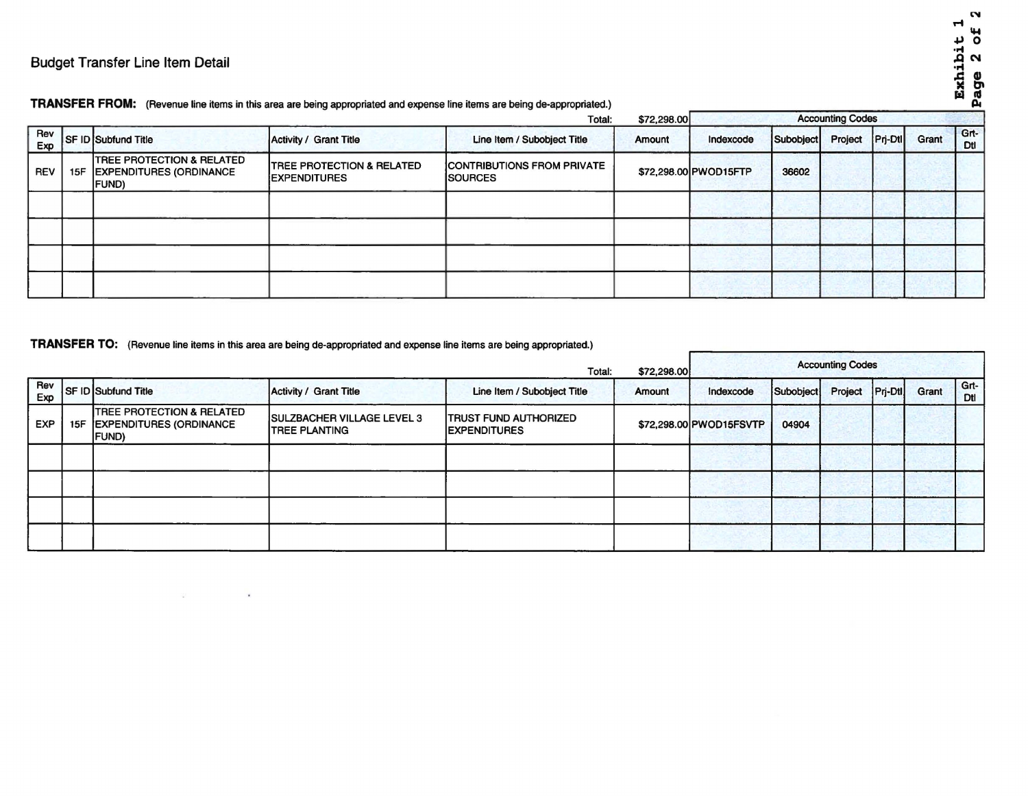# Budget Transfer Line Item Detail

**TRANSFER FROM:** (Revenue line items in this area are being appropriated and expense line items are being de-appropriated.)

| | | | | Total: | $72,298.00 | Accounting Codes | | | | | |
|---|---|---|---|---|---|---|---|---|---|---|---|
| Rev Exp | SF ID | Subfund Title | Activity / Grant Title | Line Item / Subobject Title | Amount | Indexcode | Subobject | Project | Prj-Dtl | Grant | Grt-Dtl |
| REV | 15F | TREE PROTECTION & RELATED EXPENDITURES (ORDINANCE FUND) | TREE PROTECTION & RELATED EXPENDITURES | CONTRIBUTIONS FROM PRIVATE SOURCES | $72,298.00 | PWOD15FTP | 36602 | | | | |
| | | | | | | | | | | | |
| | | | | | | | | | | | |
| | | | | | | | | | | | |
| | | | | | | | | | | | |

**TRANSFER TO:** (Revenue line items in this area are being de-appropriated and expense line items are being appropriated.)

| | | | | Total: | $72,298.00 | Accounting Codes | | | | | |
|---|---|---|---|---|---|---|---|---|---|---|---|
| Rev Exp | SF ID | Subfund Title | Activity / Grant Title | Line Item / Subobject Title | Amount | Indexcode | Subobject | Project | Prj-Dtl | Grant | Grt-Dtl |
| EXP | 15F | TREE PROTECTION & RELATED EXPENDITURES (ORDINANCE FUND) | SULZBACHER VILLAGE LEVEL 3 TREE PLANTING | TRUST FUND AUTHORIZED EXPENDITURES | $72,298.00 | PWOD15FSVTP | 04904 | | | | |
| | | | | | | | | | | | |
| | | | | | | | | | | | |
| | | | | | | | | | | | |
| | | | | | | | | | | | |